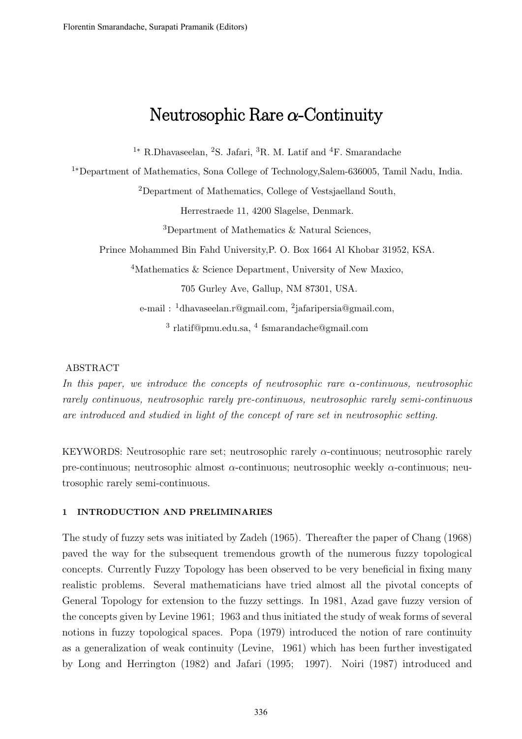# Neutrosophic Rare $\alpha$-Continuity

[1*] R.Dhavaseelan, [2]S. Jafari, [3]R. M. Latif and [4]F. Smarandache

[1*]Department of Mathematics, Sona College of Technology,Salem-636005, Tamil Nadu, India.

[2]Department of Mathematics, College of Vestsjaelland South,

Herrestraede 11, 4200 Slagelse, Denmark.

[3]Department of Mathematics & Natural Sciences,

Prince Mohammed Bin Fahd University,P. O. Box 1664 Al Khobar 31952, KSA.

[4]Mathematics & Science Department, University of New Maxico,

705 Gurley Ave, Gallup, NM 87301, USA.

e-mail : [1]dhavaseelan.r@gmail.com, [2]jafaripersia@gmail.com,

[3] rlatif@pmu.edu.sa, [4] fsmarandache@gmail.com

ABSTRACT

*In this paper, we introduce the concepts of neutrosophic rare $\alpha$-continuous, neutrosophic rarely continuous, neutrosophic rarely pre-continuous, neutrosophic rarely semi-continuous are introduced and studied in light of the concept of rare set in neutrosophic setting.*

KEYWORDS: Neutrosophic rare set; neutrosophic rarely $\alpha$-continuous; neutrosophic rarely pre-continuous; neutrosophic almost $\alpha$-continuous; neutrosophic weekly $\alpha$-continuous; neutrosophic rarely semi-continuous.

## 1 INTRODUCTION AND PRELIMINARIES

The study of fuzzy sets was initiated by Zadeh (1965). Thereafter the paper of Chang (1968) paved the way for the subsequent tremendous growth of the numerous fuzzy topological concepts. Currently Fuzzy Topology has been observed to be very beneficial in fixing many realistic problems. Several mathematicians have tried almost all the pivotal concepts of General Topology for extension to the fuzzy settings. In 1981, Azad gave fuzzy version of the concepts given by Levine 1961; 1963 and thus initiated the study of weak forms of several notions in fuzzy topological spaces. Popa (1979) introduced the notion of rare continuity as a generalization of weak continuity (Levine, 1961) which has been further investigated by Long and Herrington (1982) and Jafari (1995; 1997). Noiri (1987) introduced and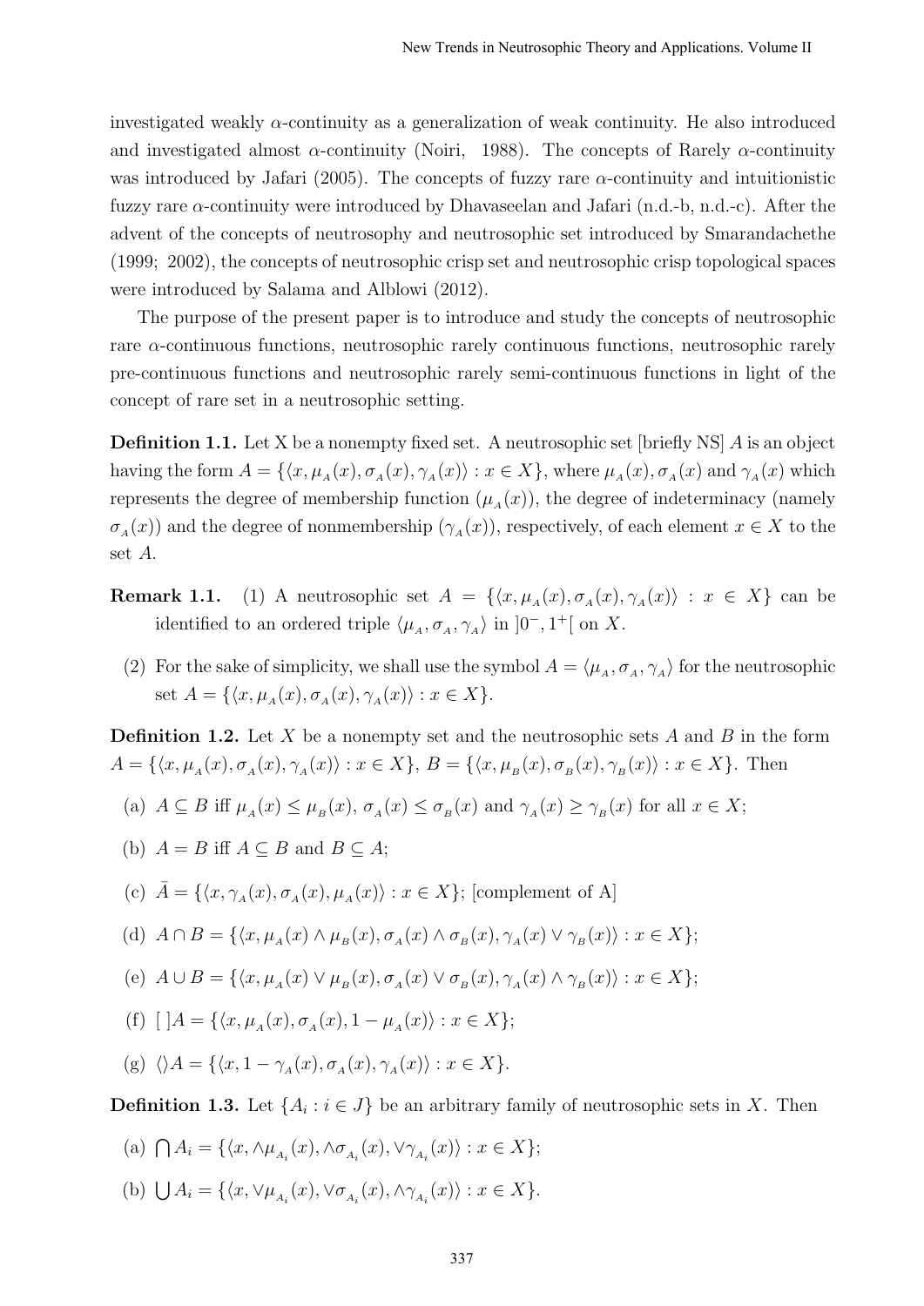investigated weakly $\alpha$-continuity as a generalization of weak continuity. He also introduced and investigated almost $\alpha$-continuity (Noiri, 1988). The concepts of Rarely $\alpha$-continuity was introduced by Jafari (2005). The concepts of fuzzy rare $\alpha$-continuity and intuitionistic fuzzy rare $\alpha$-continuity were introduced by Dhavaseelan and Jafari (n.d.-b, n.d.-c). After the advent of the concepts of neutrosophy and neutrosophic set introduced by Smarandachethe (1999; 2002), the concepts of neutrosophic crisp set and neutrosophic crisp topological spaces were introduced by Salama and Alblowi (2012).

The purpose of the present paper is to introduce and study the concepts of neutrosophic rare $\alpha$-continuous functions, neutrosophic rarely continuous functions, neutrosophic rarely pre-continuous functions and neutrosophic rarely semi-continuous functions in light of the concept of rare set in a neutrosophic setting.

**Definition 1.1.** Let X be a nonempty fixed set. A neutrosophic set [briefly NS] $A$ is an object having the form $A = \{\langle x, \mu_A(x), \sigma_A(x), \gamma_A(x)\rangle : x \in X\}$, where $\mu_A(x), \sigma_A(x)$ and $\gamma_A(x)$ which represents the degree of membership function ($\mu_A(x)$), the degree of indeterminacy (namely $\sigma_A(x)$) and the degree of nonmembership ($\gamma_A(x)$), respectively, of each element $x \in X$ to the set $A$.

**Remark 1.1.** (1) A neutrosophic set $A = \{\langle x, \mu_A(x), \sigma_A(x), \gamma_A(x)\rangle : x \in X\}$ can be identified to an ordered triple $\langle \mu_A, \sigma_A, \gamma_A\rangle$ in $]0^-, 1^+[$ on $X$.

(2) For the sake of simplicity, we shall use the symbol $A = \langle \mu_A, \sigma_A, \gamma_A\rangle$ for the neutrosophic set $A = \{\langle x, \mu_A(x), \sigma_A(x), \gamma_A(x)\rangle : x \in X\}$.

**Definition 1.2.** Let $X$ be a nonempty set and the neutrosophic sets $A$ and $B$ in the form $A = \{\langle x, \mu_A(x), \sigma_A(x), \gamma_A(x)\rangle : x \in X\}$, $B = \{\langle x, \mu_B(x), \sigma_B(x), \gamma_B(x)\rangle : x \in X\}$. Then

(a) $A \subseteq B$ iff $\mu_A(x) \leq \mu_B(x)$, $\sigma_A(x) \leq \sigma_B(x)$ and $\gamma_A(x) \geq \gamma_B(x)$ for all $x \in X$;

(b) $A = B$ iff $A \subseteq B$ and $B \subseteq A$;

(c) $\bar{A} = \{\langle x, \gamma_A(x), \sigma_A(x), \mu_A(x)\rangle : x \in X\}$; [complement of A]

(d) $A \cap B = \{\langle x, \mu_A(x) \wedge \mu_B(x), \sigma_A(x) \wedge \sigma_B(x), \gamma_A(x) \vee \gamma_B(x)\rangle : x \in X\}$;

(e) $A \cup B = \{\langle x, \mu_A(x) \vee \mu_B(x), \sigma_A(x) \vee \sigma_B(x), \gamma_A(x) \wedge \gamma_B(x)\rangle : x \in X\}$;

(f) $[\,]A = \{\langle x, \mu_A(x), \sigma_A(x), 1 - \mu_A(x)\rangle : x \in X\}$;

(g) $\langle\rangle A = \{\langle x, 1 - \gamma_A(x), \sigma_A(x), \gamma_A(x)\rangle : x \in X\}$.

**Definition 1.3.** Let $\{A_i : i \in J\}$ be an arbitrary family of neutrosophic sets in $X$. Then

(a) $\bigcap A_i = \{\langle x, \wedge\mu_{A_i}(x), \wedge\sigma_{A_i}(x), \vee\gamma_{A_i}(x)\rangle : x \in X\}$;

(b) $\bigcup A_i = \{\langle x, \vee\mu_{A_i}(x), \vee\sigma_{A_i}(x), \wedge\gamma_{A_i}(x)\rangle : x \in X\}$.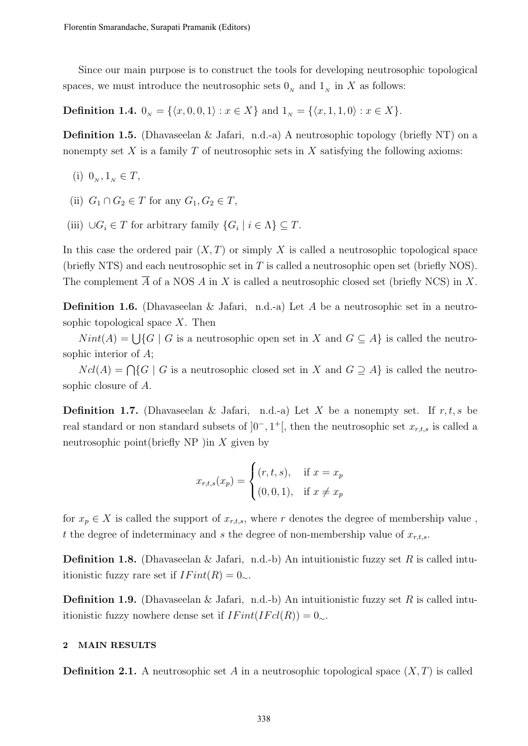Since our main purpose is to construct the tools for developing neutrosophic topological spaces, we must introduce the neutrosophic sets $0_N$ and $1_N$ in $X$ as follows:

**Definition 1.4.** $0_N = \{\langle x, 0, 0, 1\rangle : x \in X\}$ and $1_N = \{\langle x, 1, 1, 0\rangle : x \in X\}$.

**Definition 1.5.** (Dhavaseelan & Jafari, n.d.-a) A neutrosophic topology (briefly NT) on a nonempty set $X$ is a family $T$ of neutrosophic sets in $X$ satisfying the following axioms:

(i) $0_N, 1_N \in T$,

(ii) $G_1 \cap G_2 \in T$ for any $G_1, G_2 \in T$,

(iii) $\cup G_i \in T$ for arbitrary family $\{G_i \mid i \in \Lambda\} \subseteq T$.

In this case the ordered pair $(X, T)$ or simply $X$ is called a neutrosophic topological space (briefly NTS) and each neutrosophic set in $T$ is called a neutrosophic open set (briefly NOS). The complement $\overline{A}$ of a NOS $A$ in $X$ is called a neutrosophic closed set (briefly NCS) in $X$.

**Definition 1.6.** (Dhavaseelan & Jafari, n.d.-a) Let $A$ be a neutrosophic set in a neutrosophic topological space $X$. Then

$Nint(A) = \bigcup\{G \mid G$ is a neutrosophic open set in $X$ and $G \subseteq A\}$ is called the neutrosophic interior of $A$;

$Ncl(A) = \bigcap\{G \mid G$ is a neutrosophic closed set in $X$ and $G \supseteq A\}$ is called the neutrosophic closure of $A$.

**Definition 1.7.** (Dhavaseelan & Jafari, n.d.-a) Let $X$ be a nonempty set. If $r, t, s$ be real standard or non standard subsets of $]0^-, 1^+[$, then the neutrosophic set $x_{r,t,s}$ is called a neutrosophic point(briefly NP )in $X$ given by

$$x_{r,t,s}(x_p) = \begin{cases} (r, t, s), & \text{if } x = x_p \\ (0, 0, 1), & \text{if } x \neq x_p \end{cases}$$

for $x_p \in X$ is called the support of $x_{r,t,s}$, where $r$ denotes the degree of membership value , $t$ the degree of indeterminacy and $s$ the degree of non-membership value of $x_{r,t,s}$.

**Definition 1.8.** (Dhavaseelan & Jafari, n.d.-b) An intuitionistic fuzzy set $R$ is called intuitionistic fuzzy rare set if $IFint(R) = 0_{\sim}$.

**Definition 1.9.** (Dhavaseelan & Jafari, n.d.-b) An intuitionistic fuzzy set $R$ is called intuitionistic fuzzy nowhere dense set if $IFint(IFcl(R)) = 0_{\sim}$.

## 2 MAIN RESULTS

**Definition 2.1.** A neutrosophic set $A$ in a neutrosophic topological space $(X, T)$ is called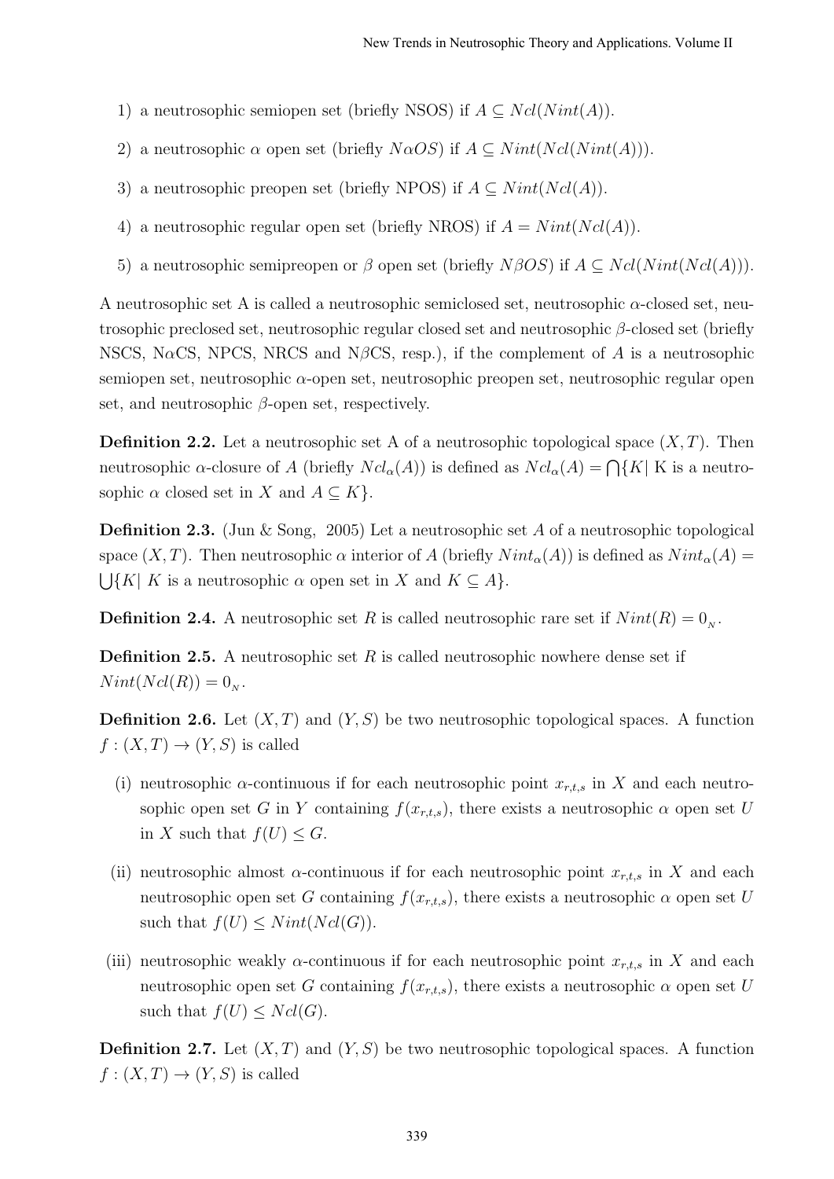1) a neutrosophic semiopen set (briefly NSOS) if $A \subseteq Ncl(Nint(A))$.

2) a neutrosophic $\alpha$ open set (briefly $N\alpha OS$) if $A \subseteq Nint(Ncl(Nint(A)))$.

3) a neutrosophic preopen set (briefly NPOS) if $A \subseteq Nint(Ncl(A))$.

4) a neutrosophic regular open set (briefly NROS) if $A = Nint(Ncl(A))$.

5) a neutrosophic semipreopen or $\beta$ open set (briefly $N\beta OS$) if $A \subseteq Ncl(Nint(Ncl(A)))$.

A neutrosophic set A is called a neutrosophic semiclosed set, neutrosophic $\alpha$-closed set, neutrosophic preclosed set, neutrosophic regular closed set and neutrosophic $\beta$-closed set (briefly NSCS, N$\alpha$CS, NPCS, NRCS and N$\beta$CS, resp.), if the complement of $A$ is a neutrosophic semiopen set, neutrosophic $\alpha$-open set, neutrosophic preopen set, neutrosophic regular open set, and neutrosophic $\beta$-open set, respectively.

**Definition 2.2.** Let a neutrosophic set A of a neutrosophic topological space $(X, T)$. Then neutrosophic $\alpha$-closure of $A$ (briefly $Ncl_\alpha(A)$) is defined as $Ncl_\alpha(A) = \bigcap\{K|$ K is a neutrosophic $\alpha$ closed set in $X$ and $A \subseteq K\}$.

**Definition 2.3.** (Jun & Song, 2005) Let a neutrosophic set $A$ of a neutrosophic topological space $(X, T)$. Then neutrosophic $\alpha$ interior of $A$ (briefly $Nint_\alpha(A)$) is defined as $Nint_\alpha(A) = \bigcup\{K|$ $K$ is a neutrosophic $\alpha$ open set in $X$ and $K \subseteq A\}$.

**Definition 2.4.** A neutrosophic set $R$ is called neutrosophic rare set if $Nint(R) = 0_N$.

**Definition 2.5.** A neutrosophic set $R$ is called neutrosophic nowhere dense set if $Nint(Ncl(R)) = 0_N$.

**Definition 2.6.** Let $(X, T)$ and $(Y, S)$ be two neutrosophic topological spaces. A function $f : (X, T) \to (Y, S)$ is called

(i) neutrosophic $\alpha$-continuous if for each neutrosophic point $x_{r,t,s}$ in $X$ and each neutrosophic open set $G$ in $Y$ containing $f(x_{r,t,s})$, there exists a neutrosophic $\alpha$ open set $U$ in $X$ such that $f(U) \leq G$.

(ii) neutrosophic almost $\alpha$-continuous if for each neutrosophic point $x_{r,t,s}$ in $X$ and each neutrosophic open set $G$ containing $f(x_{r,t,s})$, there exists a neutrosophic $\alpha$ open set $U$ such that $f(U) \leq Nint(Ncl(G))$.

(iii) neutrosophic weakly $\alpha$-continuous if for each neutrosophic point $x_{r,t,s}$ in $X$ and each neutrosophic open set $G$ containing $f(x_{r,t,s})$, there exists a neutrosophic $\alpha$ open set $U$ such that $f(U) \leq Ncl(G)$.

**Definition 2.7.** Let $(X, T)$ and $(Y, S)$ be two neutrosophic topological spaces. A function $f : (X, T) \to (Y, S)$ is called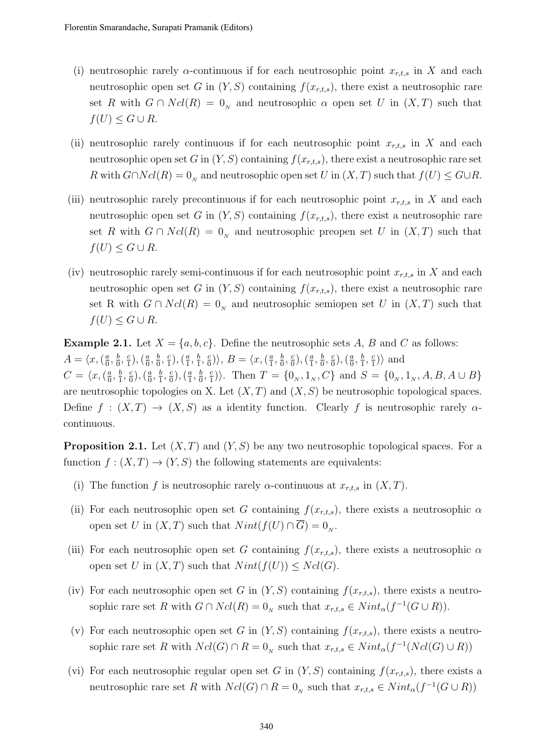(i) neutrosophic rarely $\alpha$-continuous if for each neutrosophic point $x_{r,t,s}$ in $X$ and each neutrosophic open set $G$ in $(Y, S)$ containing $f(x_{r,t,s})$, there exist a neutrosophic rare set $R$ with $G \cap Ncl(R) = 0_{_N}$ and neutrosophic $\alpha$ open set $U$ in $(X, T)$ such that $f(U) \leq G \cup R$.

(ii) neutrosophic rarely continuous if for each neutrosophic point $x_{r,t,s}$ in $X$ and each neutrosophic open set $G$ in $(Y, S)$ containing $f(x_{r,t,s})$, there exist a neutrosophic rare set $R$ with $G \cap Ncl(R) = 0_{_N}$ and neutrosophic open set $U$ in $(X, T)$ such that $f(U) \leq G \cup R$.

(iii) neutrosophic rarely precontinuous if for each neutrosophic point $x_{r,t,s}$ in $X$ and each neutrosophic open set $G$ in $(Y, S)$ containing $f(x_{r,t,s})$, there exist a neutrosophic rare set $R$ with $G \cap Ncl(R) = 0_{_N}$ and neutrosophic preopen set $U$ in $(X, T)$ such that $f(U) \leq G \cup R$.

(iv) neutrosophic rarely semi-continuous if for each neutrosophic point $x_{r,t,s}$ in $X$ and each neutrosophic open set $G$ in $(Y, S)$ containing $f(x_{r,t,s})$, there exist a neutrosophic rare set R with $G \cap Ncl(R) = 0_{_N}$ and neutrosophic semiopen set $U$ in $(X, T)$ such that $f(U) \leq G \cup R$.

**Example 2.1.** Let $X = \{a, b, c\}$. Define the neutrosophic sets $A$, $B$ and $C$ as follows: $A = \langle x, (\frac{a}{0}, \frac{b}{0}, \frac{c}{1}), (\frac{a}{0}, \frac{b}{0}, \frac{c}{1}), (\frac{a}{1}, \frac{b}{1}, \frac{c}{0})\rangle$, $B = \langle x, (\frac{a}{1}, \frac{b}{0}, \frac{c}{0}), (\frac{a}{1}, \frac{b}{0}, \frac{c}{0}), (\frac{a}{0}, \frac{b}{1}, \frac{c}{1})\rangle$ and $C = \langle x, (\frac{a}{0}, \frac{b}{1}, \frac{c}{0}), (\frac{a}{0}, \frac{b}{1}, \frac{c}{0}), (\frac{a}{1}, \frac{b}{0}, \frac{c}{1})\rangle$. Then $T = \{0_{_N}, 1_{_N}, C\}$ and $S = \{0_{_N}, 1_{_N}, A, B, A \cup B\}$ are neutrosophic topologies on X. Let $(X, T)$ and $(X, S)$ be neutrosophic topological spaces. Define $f : (X, T) \to (X, S)$ as a identity function. Clearly $f$ is neutrosophic rarely $\alpha$-continuous.

**Proposition 2.1.** Let $(X, T)$ and $(Y, S)$ be any two neutrosophic topological spaces. For a function $f : (X, T) \to (Y, S)$ the following statements are equivalents:

(i) The function $f$ is neutrosophic rarely $\alpha$-continuous at $x_{r,t,s}$ in $(X, T)$.

(ii) For each neutrosophic open set $G$ containing $f(x_{r,t,s})$, there exists a neutrosophic $\alpha$ open set $U$ in $(X, T)$ such that $Nint(f(U) \cap \overline{G}) = 0_{_N}$.

(iii) For each neutrosophic open set $G$ containing $f(x_{r,t,s})$, there exists a neutrosophic $\alpha$ open set $U$ in $(X, T)$ such that $Nint(f(U)) \leq Ncl(G)$.

(iv) For each neutrosophic open set $G$ in $(Y, S)$ containing $f(x_{r,t,s})$, there exists a neutrosophic rare set $R$ with $G \cap Ncl(R) = 0_{_N}$ such that $x_{r,t,s} \in Nint_{\alpha}(f^{-1}(G \cup R))$.

(v) For each neutrosophic open set $G$ in $(Y, S)$ containing $f(x_{r,t,s})$, there exists a neutrosophic rare set $R$ with $Ncl(G) \cap R = 0_{_N}$ such that $x_{r,t,s} \in Nint_{\alpha}(f^{-1}(Ncl(G) \cup R))$

(vi) For each neutrosophic regular open set $G$ in $(Y, S)$ containing $f(x_{r,t,s})$, there exists a neutrosophic rare set $R$ with $Ncl(G) \cap R = 0_{_N}$ such that $x_{r,t,s} \in Nint_{\alpha}(f^{-1}(G \cup R))$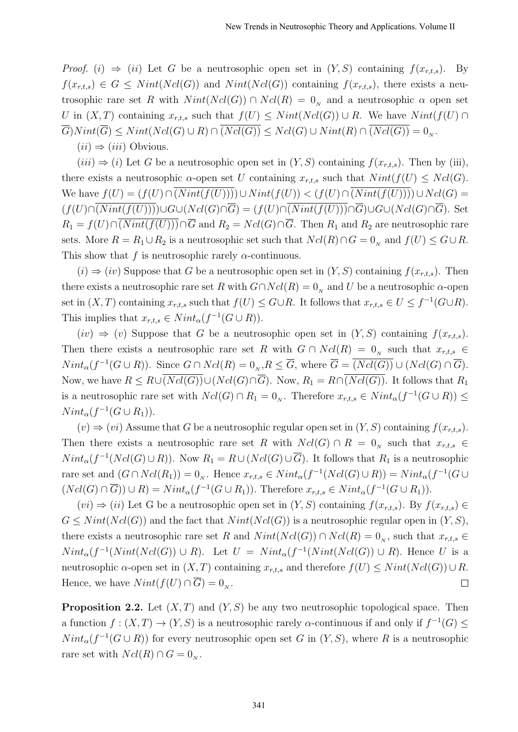*Proof.* $(i) \Rightarrow (ii)$ Let $G$ be a neutrosophic open set in $(Y, S)$ containing $f(x_{r,t,s})$. By $f(x_{r,t,s}) \in G \leq Nint(Ncl(G))$ and $Nint(Ncl(G))$ containing $f(x_{r,t,s})$, there exists a neutrosophic rare set $R$ with $Nint(Ncl(G)) \cap Ncl(R) = 0_{_N}$ and a neutrosophic $\alpha$ open set $U$ in $(X, T)$ containing $x_{r,t,s}$ such that $f(U) \leq Nint(Ncl(G)) \cup R$. We have $Nint(f(U) \cap \overline{G})Nint(\overline{G}) \leq Nint(Ncl(G) \cup R) \cap \overline{(Ncl(G))} \leq Ncl(G) \cup Nint(R) \cap \overline{(Ncl(G))} = 0_{_N}$.

$(ii) \Rightarrow (iii)$ Obvious.

$(iii) \Rightarrow (i)$ Let $G$ be a neutrosophic open set in $(Y, S)$ containing $f(x_{r,t,s})$. Then by (iii), there exists a neutrosophic $\alpha$-open set $U$ containing $x_{r,t,s}$ such that $Nint(f(U) \leq Ncl(G)$. We have $f(U) = (f(U) \cap \overline{(Nint(f(U)))}) \cup Nint(f(U)) < (f(U) \cap \overline{(Nint(f(U)))}) \cup Ncl(G) = (f(U) \cap \overline{(Nint(f(U)))}) \cup G \cup (Ncl(G) \cap \overline{G}) = (f(U) \cap \overline{(Nint(f(U)))} \cap \overline{G}) \cup G \cup (Ncl(G) \cap \overline{G})$. Set $R_1 = f(U) \cap \overline{(Nint(f(U)))} \cap \overline{G}$ and $R_2 = Ncl(G) \cap \overline{G}$. Then $R_1$ and $R_2$ are neutrosophic rare sets. More $R = R_1 \cup R_2$ is a neutrosophic set such that $Ncl(R) \cap G = 0_{_N}$ and $f(U) \leq G \cup R$. This show that $f$ is neutrosophic rarely $\alpha$-continuous.

$(i) \Rightarrow (iv)$ Suppose that $G$ be a neutrosophic open set in $(Y, S)$ containing $f(x_{r,t,s})$. Then there exists a neutrosophic rare set $R$ with $G \cap Ncl(R) = 0_{_N}$ and $U$ be a neutrosophic $\alpha$-open set in $(X, T)$ containing $x_{r,t,s}$ such that $f(U) \leq G \cup R$. It follows that $x_{r,t,s} \in U \leq f^{-1}(G \cup R)$. This implies that $x_{r,t,s} \in Nint_\alpha(f^{-1}(G \cup R))$.

$(iv) \Rightarrow (v)$ Suppose that $G$ be a neutrosophic open set in $(Y, S)$ containing $f(x_{r,t,s})$. Then there exists a neutrosophic rare set $R$ with $G \cap Ncl(R) = 0_{_N}$ such that $x_{r,t,s} \in Nint_\alpha(f^{-1}(G \cup R))$. Since $G \cap Ncl(R) = 0_{_N}, R \leq \overline{G}$, where $\overline{G} = \overline{(Ncl(G))} \cup (Ncl(G) \cap \overline{G})$. Now, we have $R \leq R \cup \overline{(Ncl(G))} \cup (Ncl(G) \cap \overline{G})$. Now, $R_1 = R \cap \overline{(Ncl(G))}$. It follows that $R_1$ is a neutrosophic rare set with $Ncl(G) \cap R_1 = 0_{_N}$. Therefore $x_{r,t,s} \in Nint_\alpha(f^{-1}(G \cup R)) \leq Nint_\alpha(f^{-1}(G \cup R_1))$.

$(v) \Rightarrow (vi)$ Assume that $G$ be a neutrosophic regular open set in $(Y, S)$ containing $f(x_{r,t,s})$. Then there exists a neutrosophic rare set $R$ with $Ncl(G) \cap R = 0_{_N}$ such that $x_{r,t,s} \in Nint_\alpha(f^{-1}(Ncl(G) \cup R))$. Now $R_1 = R \cup (Ncl(G) \cup \overline{G})$. It follows that $R_1$ is a neutrosophic rare set and $(G \cap Ncl(R_1)) = 0_{_N}$. Hence $x_{r,t,s} \in Nint_\alpha(f^{-1}(Ncl(G) \cup R)) = Nint_\alpha(f^{-1}(G \cup (Ncl(G) \cap \overline{G})) \cup R) = Nint_\alpha(f^{-1}(G \cup R_1))$. Therefore $x_{r,t,s} \in Nint_\alpha(f^{-1}(G \cup R_1))$.

$(vi) \Rightarrow (ii)$ Let G be a neutrosophic open set in $(Y, S)$ containing $f(x_{r,t,s})$. By $f(x_{r,t,s}) \in G \leq Nint(Ncl(G))$ and the fact that $Nint(Ncl(G))$ is a neutrosophic regular open in $(Y, S)$, there exists a neutrosophic rare set $R$ and $Nint(Ncl(G)) \cap Ncl(R) = 0_{_N}$, such that $x_{r,t,s} \in Nint_\alpha(f^{-1}(Nint(Ncl(G)) \cup R)$. Let $U = Nint_\alpha(f^{-1}(Nint(Ncl(G)) \cup R)$. Hence $U$ is a neutrosophic $\alpha$-open set in $(X, T)$ containing $x_{r,t,s}$ and therefore $f(U) \leq Nint(Ncl(G)) \cup R$. Hence, we have $Nint(f(U) \cap \overline{G}) = 0_{_N}$. ∎

**Proposition 2.2.** Let $(X, T)$ and $(Y, S)$ be any two neutrosophic topological space. Then a function $f : (X, T) \to (Y, S)$ is a neutrosophic rarely $\alpha$-continuous if and only if $f^{-1}(G) \leq Nint_\alpha(f^{-1}(G \cup R))$ for every neutrosophic open set $G$ in $(Y, S)$, where $R$ is a neutrosophic rare set with $Ncl(R) \cap G = 0_{_N}$.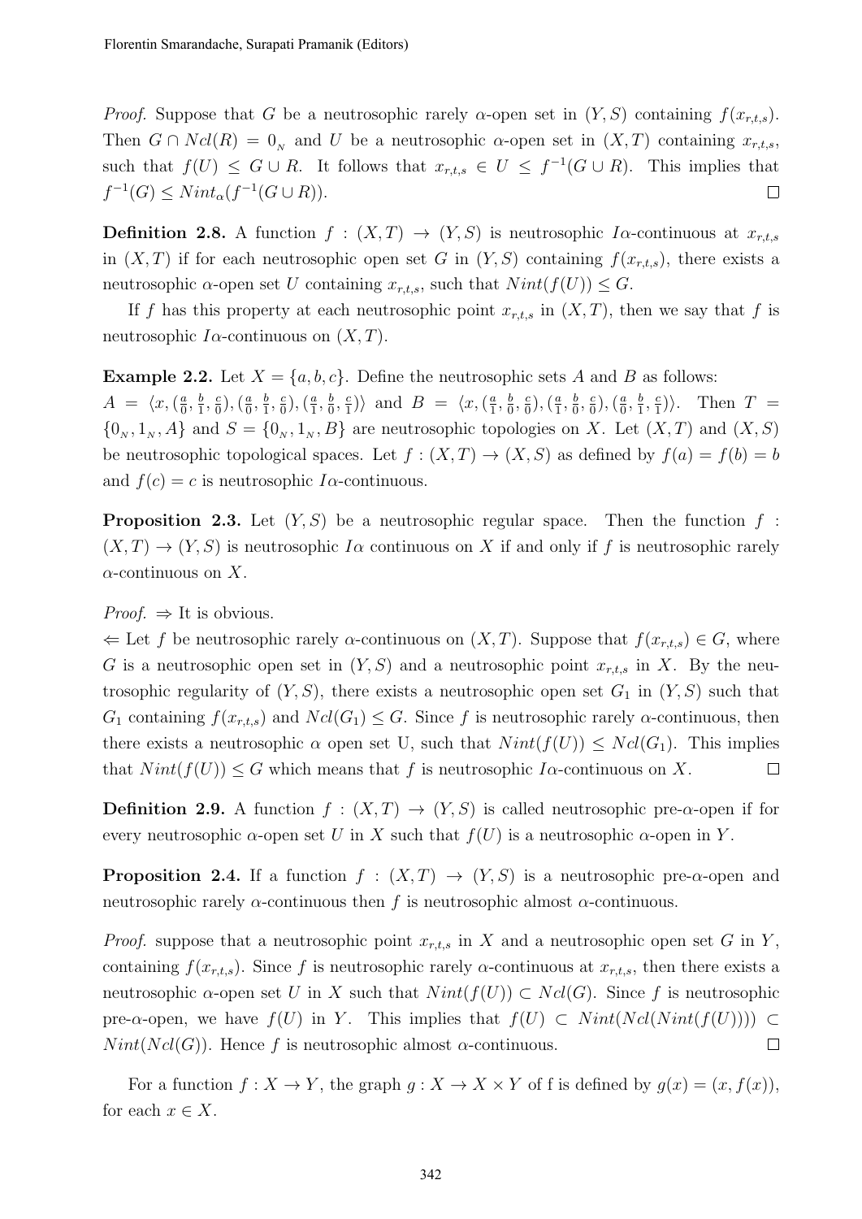*Proof.* Suppose that $G$ be a neutrosophic rarely $\alpha$-open set in $(Y, S)$ containing $f(x_{r,t,s})$. Then $G \cap Ncl(R) = 0_{_N}$ and $U$ be a neutrosophic $\alpha$-open set in $(X, T)$ containing $x_{r,t,s}$, such that $f(U) \leq G \cup R$. It follows that $x_{r,t,s} \in U \leq f^{-1}(G \cup R)$. This implies that $f^{-1}(G) \leq Nint_{\alpha}(f^{-1}(G \cup R))$. □

**Definition 2.8.** A function $f : (X, T) \to (Y, S)$ is neutrosophic $I\alpha$-continuous at $x_{r,t,s}$ in $(X, T)$ if for each neutrosophic open set $G$ in $(Y, S)$ containing $f(x_{r,t,s})$, there exists a neutrosophic $\alpha$-open set $U$ containing $x_{r,t,s}$, such that $Nint(f(U)) \leq G$.

If $f$ has this property at each neutrosophic point $x_{r,t,s}$ in $(X, T)$, then we say that $f$ is neutrosophic $I\alpha$-continuous on $(X, T)$.

**Example 2.2.** Let $X = \{a, b, c\}$. Define the neutrosophic sets $A$ and $B$ as follows: $A = \langle x, (\frac{a}{0}, \frac{b}{1}, \frac{c}{0}), (\frac{a}{0}, \frac{b}{1}, \frac{c}{0}), (\frac{a}{1}, \frac{b}{0}, \frac{c}{1}) \rangle$ and $B = \langle x, (\frac{a}{1}, \frac{b}{0}, \frac{c}{0}), (\frac{a}{1}, \frac{b}{0}, \frac{c}{0}), (\frac{a}{0}, \frac{b}{1}, \frac{c}{1}) \rangle$. Then $T = \{0_{_N}, 1_{_N}, A\}$ and $S = \{0_{_N}, 1_{_N}, B\}$ are neutrosophic topologies on $X$. Let $(X, T)$ and $(X, S)$ be neutrosophic topological spaces. Let $f : (X, T) \to (X, S)$ as defined by $f(a) = f(b) = b$ and $f(c) = c$ is neutrosophic $I\alpha$-continuous.

**Proposition 2.3.** Let $(Y, S)$ be a neutrosophic regular space. Then the function $f : (X, T) \to (Y, S)$ is neutrosophic $I\alpha$ continuous on $X$ if and only if $f$ is neutrosophic rarely $\alpha$-continuous on $X$.

*Proof.* $\Rightarrow$ It is obvious.

$\Leftarrow$ Let $f$ be neutrosophic rarely $\alpha$-continuous on $(X, T)$. Suppose that $f(x_{r,t,s}) \in G$, where $G$ is a neutrosophic open set in $(Y, S)$ and a neutrosophic point $x_{r,t,s}$ in $X$. By the neutrosophic regularity of $(Y, S)$, there exists a neutrosophic open set $G_1$ in $(Y, S)$ such that $G_1$ containing $f(x_{r,t,s})$ and $Ncl(G_1) \leq G$. Since $f$ is neutrosophic rarely $\alpha$-continuous, then there exists a neutrosophic $\alpha$ open set U, such that $Nint(f(U)) \leq Ncl(G_1)$. This implies that $Nint(f(U)) \leq G$ which means that $f$ is neutrosophic $I\alpha$-continuous on $X$. □

**Definition 2.9.** A function $f : (X, T) \to (Y, S)$ is called neutrosophic pre-$\alpha$-open if for every neutrosophic $\alpha$-open set $U$ in $X$ such that $f(U)$ is a neutrosophic $\alpha$-open in $Y$.

**Proposition 2.4.** If a function $f : (X, T) \to (Y, S)$ is a neutrosophic pre-$\alpha$-open and neutrosophic rarely $\alpha$-continuous then $f$ is neutrosophic almost $\alpha$-continuous.

*Proof.* suppose that a neutrosophic point $x_{r,t,s}$ in $X$ and a neutrosophic open set $G$ in $Y$, containing $f(x_{r,t,s})$. Since $f$ is neutrosophic rarely $\alpha$-continuous at $x_{r,t,s}$, then there exists a neutrosophic $\alpha$-open set $U$ in $X$ such that $Nint(f(U)) \subset Ncl(G)$. Since $f$ is neutrosophic pre-$\alpha$-open, we have $f(U)$ in $Y$. This implies that $f(U) \subset Nint(Ncl(Nint(f(U)))) \subset Nint(Ncl(G))$. Hence $f$ is neutrosophic almost $\alpha$-continuous. □

For a function $f : X \to Y$, the graph $g : X \to X \times Y$ of f is defined by $g(x) = (x, f(x))$, for each $x \in X$.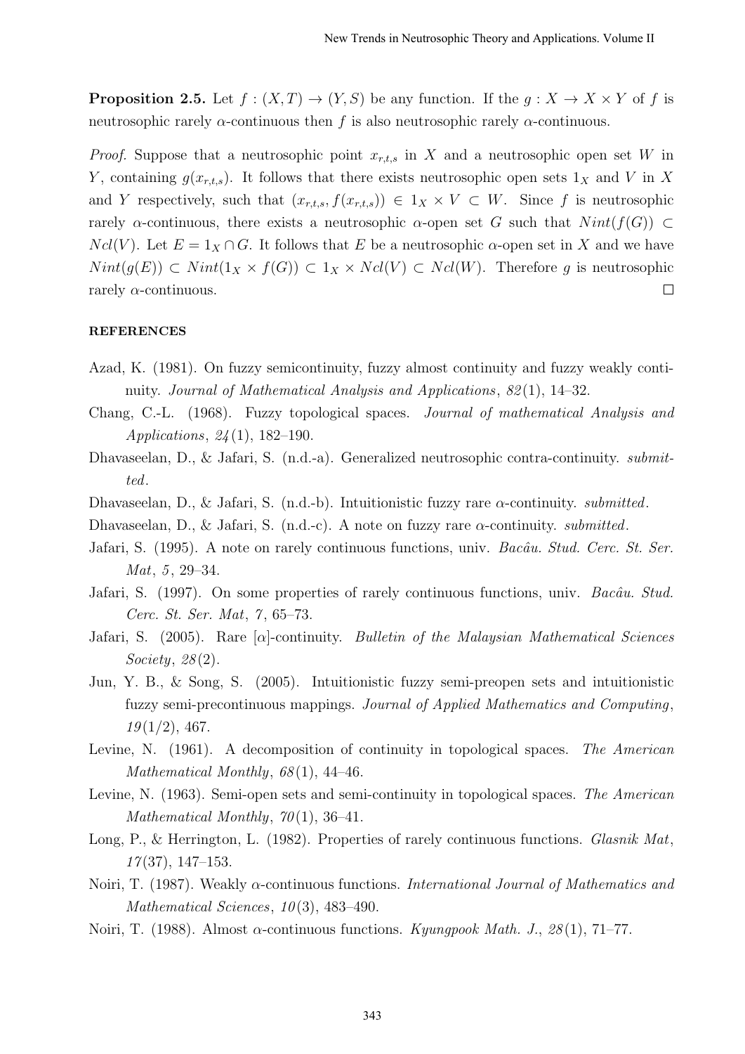**Proposition 2.5.** Let $f : (X, T) \to (Y, S)$ be any function. If the $g : X \to X \times Y$ of $f$ is neutrosophic rarely $\alpha$-continuous then $f$ is also neutrosophic rarely $\alpha$-continuous.

*Proof.* Suppose that a neutrosophic point $x_{r,t,s}$ in $X$ and a neutrosophic open set $W$ in $Y$, containing $g(x_{r,t,s})$. It follows that there exists neutrosophic open sets $1_X$ and $V$ in $X$ and $Y$ respectively, such that $(x_{r,t,s}, f(x_{r,t,s})) \in 1_X \times V \subset W$. Since $f$ is neutrosophic rarely $\alpha$-continuous, there exists a neutrosophic $\alpha$-open set $G$ such that $Nint(f(G)) \subset Ncl(V)$. Let $E = 1_X \cap G$. It follows that $E$ be a neutrosophic $\alpha$-open set in $X$ and we have $Nint(g(E)) \subset Nint(1_X \times f(G)) \subset 1_X \times Ncl(V) \subset Ncl(W)$. Therefore $g$ is neutrosophic rarely $\alpha$-continuous. □

**REFERENCES**

Azad, K. (1981). On fuzzy semicontinuity, fuzzy almost continuity and fuzzy weakly continuity. *Journal of Mathematical Analysis and Applications*, *82*(1), 14–32.

Chang, C.-L. (1968). Fuzzy topological spaces. *Journal of mathematical Analysis and Applications*, *24*(1), 182–190.

Dhavaseelan, D., & Jafari, S. (n.d.-a). Generalized neutrosophic contra-continuity. *submitted*.

Dhavaseelan, D., & Jafari, S. (n.d.-b). Intuitionistic fuzzy rare $\alpha$-continuity. *submitted*.

Dhavaseelan, D., & Jafari, S. (n.d.-c). A note on fuzzy rare $\alpha$-continuity. *submitted*.

Jafari, S. (1995). A note on rarely continuous functions, univ. *Bacâu. Stud. Cerc. St. Ser. Mat*, *5*, 29–34.

Jafari, S. (1997). On some properties of rarely continuous functions, univ. *Bacâu. Stud. Cerc. St. Ser. Mat*, *7*, 65–73.

Jafari, S. (2005). Rare [$\alpha$]-continuity. *Bulletin of the Malaysian Mathematical Sciences Society*, *28*(2).

Jun, Y. B., & Song, S. (2005). Intuitionistic fuzzy semi-preopen sets and intuitionistic fuzzy semi-precontinuous mappings. *Journal of Applied Mathematics and Computing*, *19*(1/2), 467.

Levine, N. (1961). A decomposition of continuity in topological spaces. *The American Mathematical Monthly*, *68*(1), 44–46.

Levine, N. (1963). Semi-open sets and semi-continuity in topological spaces. *The American Mathematical Monthly*, *70*(1), 36–41.

Long, P., & Herrington, L. (1982). Properties of rarely continuous functions. *Glasnik Mat*, *17*(37), 147–153.

Noiri, T. (1987). Weakly $\alpha$-continuous functions. *International Journal of Mathematics and Mathematical Sciences*, *10*(3), 483–490.

Noiri, T. (1988). Almost $\alpha$-continuous functions. *Kyungpook Math. J.*, *28*(1), 71–77.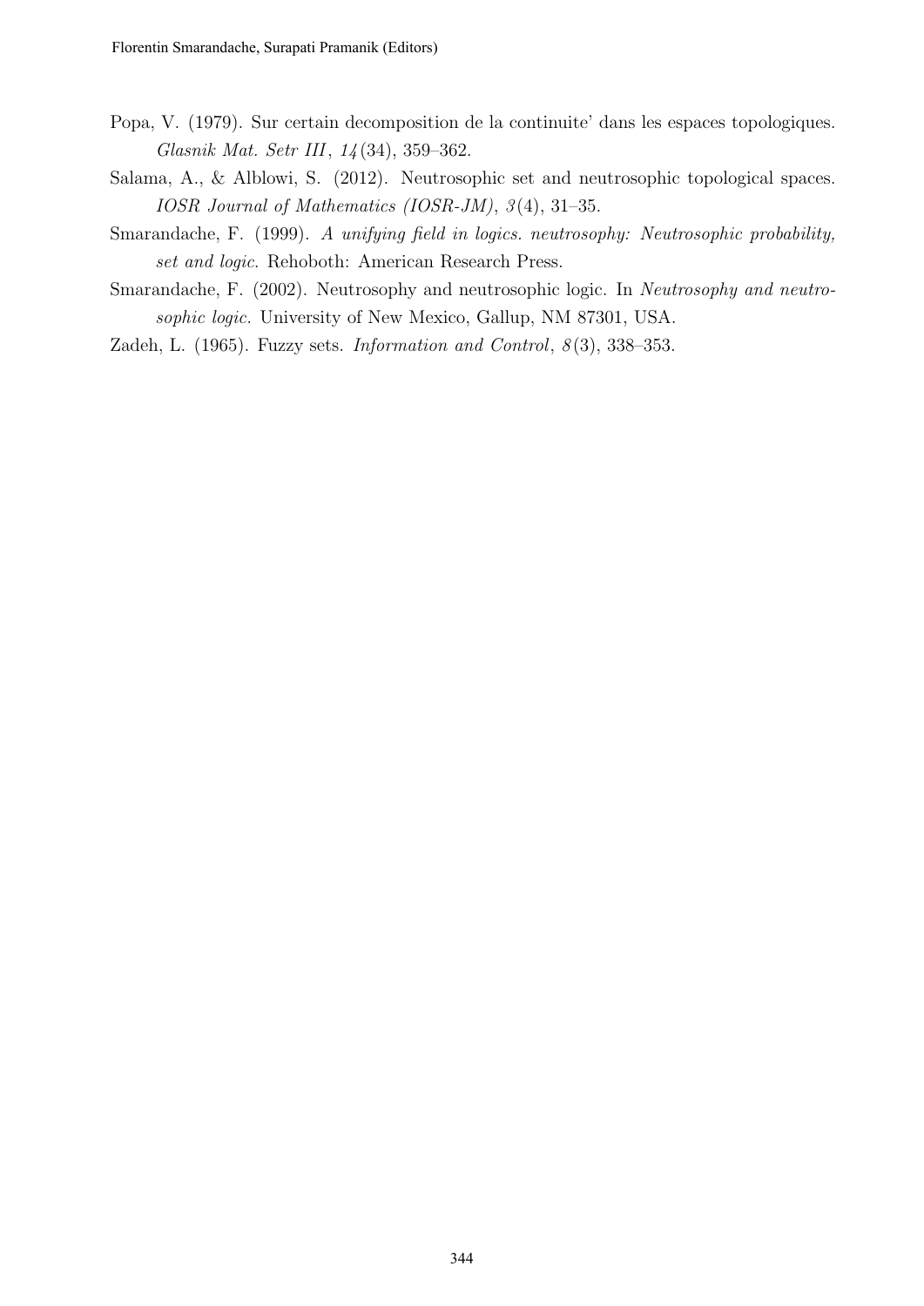Popa, V. (1979). Sur certain decomposition de la continuite' dans les espaces topologiques. *Glasnik Mat. Setr III*, *14*(34), 359–362.

Salama, A., & Alblowi, S. (2012). Neutrosophic set and neutrosophic topological spaces. *IOSR Journal of Mathematics (IOSR-JM)*, *3*(4), 31–35.

Smarandache, F. (1999). *A unifying field in logics. neutrosophy: Neutrosophic probability, set and logic*. Rehoboth: American Research Press.

Smarandache, F. (2002). Neutrosophy and neutrosophic logic. In *Neutrosophy and neutrosophic logic.* University of New Mexico, Gallup, NM 87301, USA.

Zadeh, L. (1965). Fuzzy sets. *Information and Control*, *8*(3), 338–353.